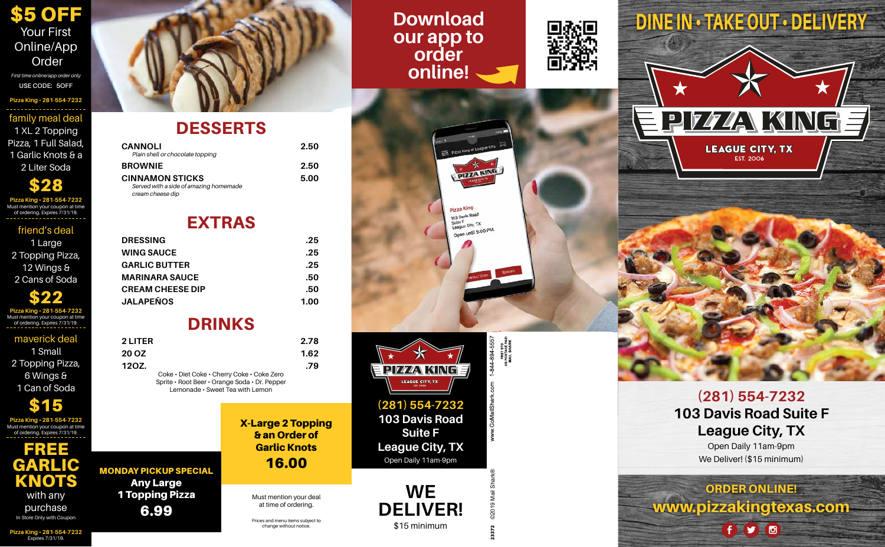# $5 OFF

Your First Online/App Order

*First time online/app order only*

USE CODE: 5OFF

Pizza King • 281-554-7232

## family meal deal

1 XL 2 Topping Pizza, 1 Full Salad, 1 Garlic Knots & a 2 Liter Soda

**$28**

Pizza King • 281-554-7232
Must mention your coupon at time of ordering. Expires 7/31/19.

## friend's deal

1 Large 2 Topping Pizza, 12 Wings & 2 Cans of Soda

**$22**

Pizza King • 281-554-7232
Must mention your coupon at time of ordering. Expires 7/31/19.

## maverick deal

1 Small 2 Topping Pizza, 6 Wings & 1 Can of Soda

**$15**

Pizza King • 281-554-7232
Must mention your coupon at time of ordering. Expires 7/31/19.

## FREE GARLIC KNOTS

with any purchase

In Store Only with Coupon

Pizza King • 281-554-7232
Expires 7/31/19.

## DESSERTS

| Item | Price |
|---|---|
| **CANNOLI** *Plain shell or chocolate topping* | 2.50 |
| **BROWNIE** | 2.50 |
| **CINNAMON STICKS** *Served with a side of amazing homemade cream cheese dip* | 5.00 |

## EXTRAS

| Item | Price |
|---|---|
| DRESSING | .25 |
| WING SAUCE | .25 |
| GARLIC BUTTER | .25 |
| MARINARA SAUCE | .50 |
| CREAM CHEESE DIP | .50 |
| JALAPEÑOS | 1.00 |

## DRINKS

| Item | Price |
|---|---|
| 2 LITER | 2.78 |
| 20 OZ | 1.62 |
| 12OZ. | .79 |

Coke • Diet Coke • Cherry Coke • Coke Zero
Sprite • Root Beer • Orange Soda • Dr. Pepper
Lemonade • Sweet Tea with Lemon

**MONDAY PICKUP SPECIAL**
**Any Large 1 Topping Pizza**
**6.99**

**X-Large 2 Topping & an Order of Garlic Knots**
**16.00**

Must mention your deal at time of ordering.

Prices and menu items subject to change without notice.

## Download our app to order online!

PIZZA KING
LEAGUE CITY, TX
EST. 2006

(281) 554-7232
103 Davis Road
Suite F
League City, TX
Open Daily 11am-9pm

## WE DELIVER!

$15 minimum

www.GoMailShark.com 1-844-894-5557

©2019 Mail Shark®

23372

FIRST STD
US POSTAGE PAID
MAIL SHARK

# DINE IN • TAKE OUT • DELIVERY

# PIZZA KING

LEAGUE CITY, TX
EST. 2006

**(281) 554-7232**
**103 Davis Road Suite F**
**League City, TX**
Open Daily 11am-9pm
We Deliver! ($15 minimum)

**ORDER ONLINE!**
**www.pizzakingtexas.com**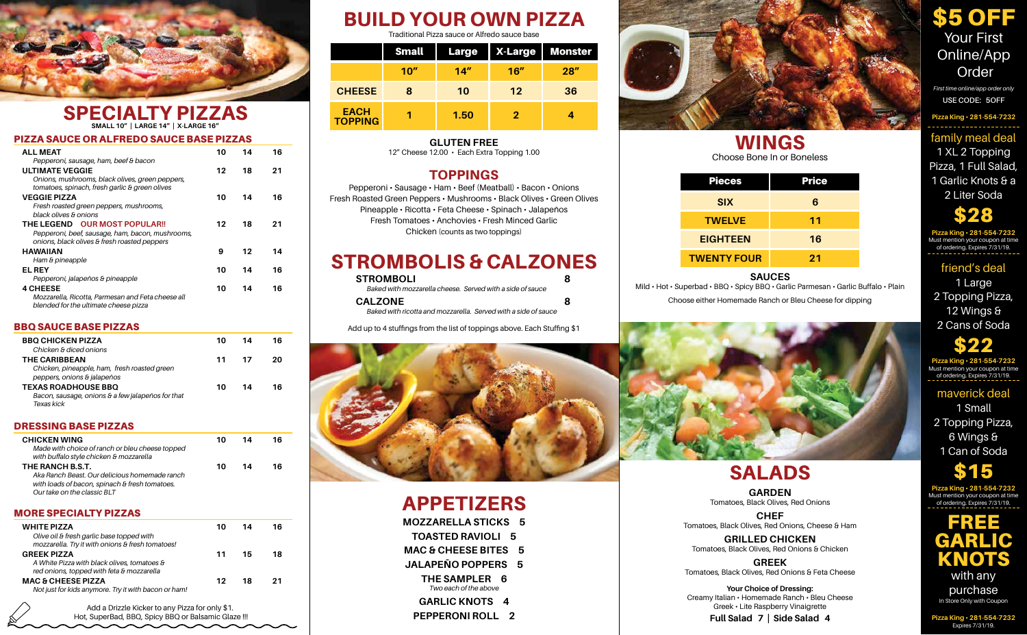# SPECIALTY PIZZAS

**SMALL 10" | LARGE 14" | X-LARGE 16"**

## PIZZA SAUCE OR ALFREDO SAUCE BASE PIZZAS

| | | | |
|---|---|---|---|
| **ALL MEAT** *Pepperoni, sausage, ham, beef & bacon* | 10 | 14 | 16 |
| **ULTIMATE VEGGIE** *Onions, mushrooms, black olives, green peppers, tomatoes, spinach, fresh garlic & green olives* | 12 | 18 | 21 |
| **VEGGIE PIZZA** *Fresh roasted green peppers, mushrooms, black olives & onions* | 10 | 14 | 16 |
| **THE LEGEND** OUR MOST POPULAR!! *Pepperoni, beef, sausage, ham, bacon, mushrooms, onions, black olives & fresh roasted peppers* | 12 | 18 | 21 |
| **HAWAIIAN** *Ham & pineapple* | 9 | 12 | 14 |
| **EL REY** *Pepperoni, jalapeños & pineapple* | 10 | 14 | 16 |
| **4 CHEESE** *Mozzarella, Ricotta, Parmesan and Feta cheese all blended for the ultimate cheese pizza* | 10 | 14 | 16 |

## BBQ SAUCE BASE PIZZAS

| | | | |
|---|---|---|---|
| **BBQ CHICKEN PIZZA** *Chicken & diced onions* | 10 | 14 | 16 |
| **THE CARIBBEAN** *Chicken, pineapple, ham, fresh roasted green peppers, onions & jalapeños* | 11 | 17 | 20 |
| **TEXAS ROADHOUSE BBQ** *Bacon, sausage, onions & a few jalapeños for that Texas kick* | 10 | 14 | 16 |

## DRESSING BASE PIZZAS

| | | | |
|---|---|---|---|
| **CHICKEN WING** *Made with choice of ranch or bleu cheese topped with buffalo style chicken & mozzarella* | 10 | 14 | 16 |
| **THE RANCH B.S.T.** *Aka Ranch Beast. Our delicious homemade ranch with loads of bacon, spinach & fresh tomatoes. Our take on the classic BLT* | 10 | 14 | 16 |

## MORE SPECIALTY PIZZAS

| | | | |
|---|---|---|---|
| **WHITE PIZZA** *Olive oil & fresh garlic base topped with mozzarella. Try it with onions & fresh tomatoes!* | 10 | 14 | 16 |
| **GREEK PIZZA** *A White Pizza with black olives, tomatoes & red onions, topped with feta & mozzarella* | 11 | 15 | 18 |
| **MAC & CHEESE PIZZA** *Not just for kids anymore. Try it with bacon or ham!* | 12 | 18 | 21 |

Add a Drizzle Kicker to any Pizza for only $1.
Hot, SuperBad, BBQ, Spicy BBQ or Balsamic Glaze !!!

# BUILD YOUR OWN PIZZA

Traditional Pizza sauce or Alfredo sauce base

| | Small | Large | X-Large | Monster |
|---|---|---|---|---|
| | 10" | 14" | 16" | 28" |
| CHEESE | 8 | 10 | 12 | 36 |
| EACH TOPPING | 1 | 1.50 | 2 | 4 |

**GLUTEN FREE**
12" Cheese 12.00 • Each Extra Topping 1.00

## TOPPINGS

Pepperoni • Sausage • Ham • Beef (Meatball) • Bacon • Onions
Fresh Roasted Green Peppers • Mushrooms • Black Olives • Green Olives
Pineapple • Ricotta • Feta Cheese • Spinach • Jalapeños
Fresh Tomatoes • Anchovies • Fresh Minced Garlic
Chicken (counts as two toppings)

# STROMBOLIS & CALZONES

**STROMBOLI** 8
*Baked with mozzarella cheese. Served with a side of sauce*

**CALZONE** 8
*Baked with ricotta and mozzarella. Served with a side of sauce*

Add up to 4 stuffings from the list of toppings above. Each Stuffing $1

# APPETIZERS

**MOZZARELLA STICKS 5**
**TOASTED RAVIOLI 5**
**MAC & CHEESE BITES 5**
**JALAPEÑO POPPERS 5**
**THE SAMPLER 6**
*Two each of the above*
**GARLIC KNOTS 4**
**PEPPERONI ROLL 2**

# WINGS

Choose Bone In or Boneless

| Pieces | Price |
|---|---|
| SIX | 6 |
| TWELVE | 11 |
| EIGHTEEN | 16 |
| TWENTY FOUR | 21 |

**SAUCES**
Mild • Hot • Superbad • BBQ • Spicy BBQ • Garlic Parmesan • Garlic Buffalo • Plain

Choose either Homemade Ranch or Bleu Cheese for dipping

# SALADS

**GARDEN**
Tomatoes, Black Olives, Red Onions

**CHEF**
Tomatoes, Black Olives, Red Onions, Cheese & Ham

**GRILLED CHICKEN**
Tomatoes, Black Olives, Red Onions & Chicken

**GREEK**
Tomatoes, Black Olives, Red Onions & Feta Cheese

**Your Choice of Dressing:**
Creamy Italian • Homemade Ranch • Bleu Cheese
Greek • Lite Raspberry Vinaigrette

**Full Salad 7 | Side Salad 4**

# $5 OFF

Your First Online/App Order

*First time online/app order only*
USE CODE: 5OFF

Pizza King • 281-554-7232

## family meal deal

1 XL 2 Topping Pizza, 1 Full Salad, 1 Garlic Knots & a 2 Liter Soda

**$28**

Pizza King • 281-554-7232
Must mention your coupon at time of ordering. Expires 7/31/19.

## friend's deal

1 Large 2 Topping Pizza, 12 Wings & 2 Cans of Soda

**$22**

Pizza King • 281-554-7232
Must mention your coupon at time of ordering. Expires 7/31/19.

## maverick deal

1 Small 2 Topping Pizza, 6 Wings & 1 Can of Soda

**$15**

Pizza King • 281-554-7232
Must mention your coupon at time of ordering. Expires 7/31/19.

# FREE GARLIC KNOTS

with any purchase

In Store Only with Coupon

Pizza King • 281-554-7232
Expires 7/31/19.